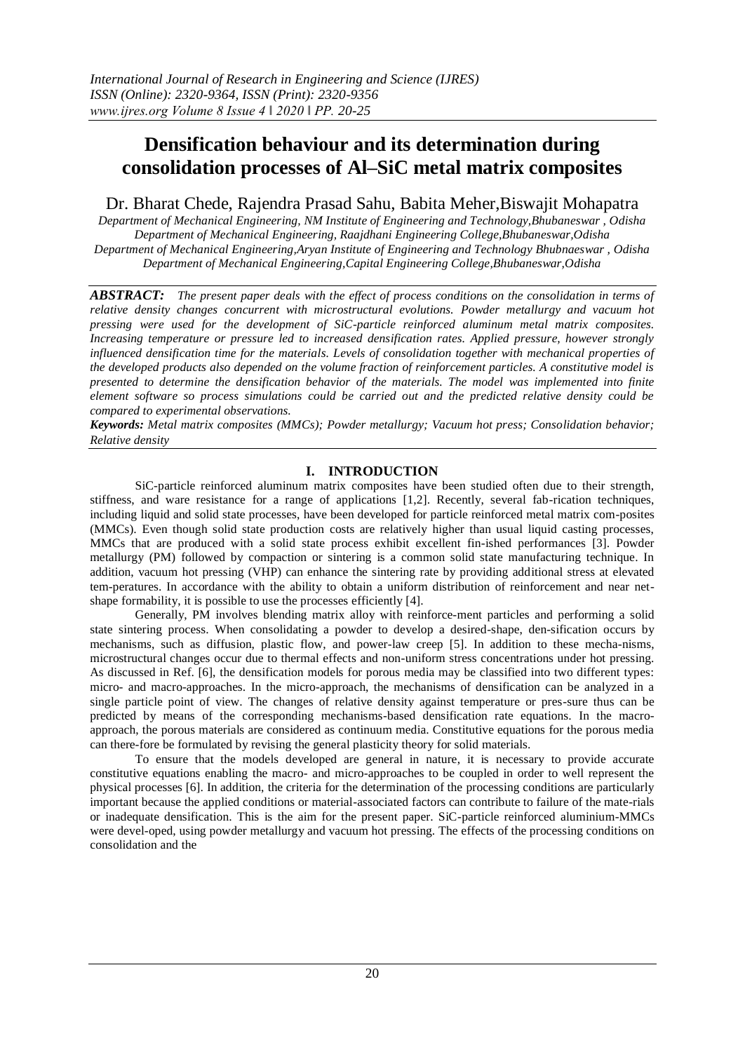# Densification behaviour and its determination during consolidation processes of Al–SiC metal matrix composites

Dr. Bharat Chede, Rajendra Prasad Sahu, Babita Meher,Biswajit Mohapatra

*Department of Mechanical Engineering, NM Institute of Engineering and Technology,Bhubaneswar , Odisha*
*Department of Mechanical Engineering, Raajdhani Engineering College,Bhubaneswar,Odisha*
*Department of Mechanical Engineering,Aryan Institute of Engineering and Technology Bhubnaeswar , Odisha*
*Department of Mechanical Engineering,Capital Engineering College,Bhubaneswar,Odisha*

***ABSTRACT:*** *The present paper deals with the effect of process conditions on the consolidation in terms of relative density changes concurrent with microstructural evolutions. Powder metallurgy and vacuum hot pressing were used for the development of SiC-particle reinforced aluminum metal matrix composites. Increasing temperature or pressure led to increased densification rates. Applied pressure, however strongly influenced densification time for the materials. Levels of consolidation together with mechanical properties of the developed products also depended on the volume fraction of reinforcement particles. A constitutive model is presented to determine the densification behavior of the materials. The model was implemented into finite element software so process simulations could be carried out and the predicted relative density could be compared to experimental observations.*

***Keywords:*** *Metal matrix composites (MMCs); Powder metallurgy; Vacuum hot press; Consolidation behavior; Relative density*

## I. INTRODUCTION

SiC-particle reinforced aluminum matrix composites have been studied often due to their strength, stiffness, and ware resistance for a range of applications [1,2]. Recently, several fab-rication techniques, including liquid and solid state processes, have been developed for particle reinforced metal matrix com-posites (MMCs). Even though solid state production costs are relatively higher than usual liquid casting processes, MMCs that are produced with a solid state process exhibit excellent fin-ished performances [3]. Powder metallurgy (PM) followed by compaction or sintering is a common solid state manufacturing technique. In addition, vacuum hot pressing (VHP) can enhance the sintering rate by providing additional stress at elevated tem-peratures. In accordance with the ability to obtain a uniform distribution of reinforcement and near net-shape formability, it is possible to use the processes efficiently [4].

Generally, PM involves blending matrix alloy with reinforce-ment particles and performing a solid state sintering process. When consolidating a powder to develop a desired-shape, den-sification occurs by mechanisms, such as diffusion, plastic flow, and power-law creep [5]. In addition to these mecha-nisms, microstructural changes occur due to thermal effects and non-uniform stress concentrations under hot pressing. As discussed in Ref. [6], the densification models for porous media may be classified into two different types: micro- and macro-approaches. In the micro-approach, the mechanisms of densification can be analyzed in a single particle point of view. The changes of relative density against temperature or pres-sure thus can be predicted by means of the corresponding mechanisms-based densification rate equations. In the macro-approach, the porous materials are considered as continuum media. Constitutive equations for the porous media can there-fore be formulated by revising the general plasticity theory for solid materials.

To ensure that the models developed are general in nature, it is necessary to provide accurate constitutive equations enabling the macro- and micro-approaches to be coupled in order to well represent the physical processes [6]. In addition, the criteria for the determination of the processing conditions are particularly important because the applied conditions or material-associated factors can contribute to failure of the mate-rials or inadequate densification. This is the aim for the present paper. SiC-particle reinforced aluminium-MMCs were devel-oped, using powder metallurgy and vacuum hot pressing. The effects of the processing conditions on consolidation and the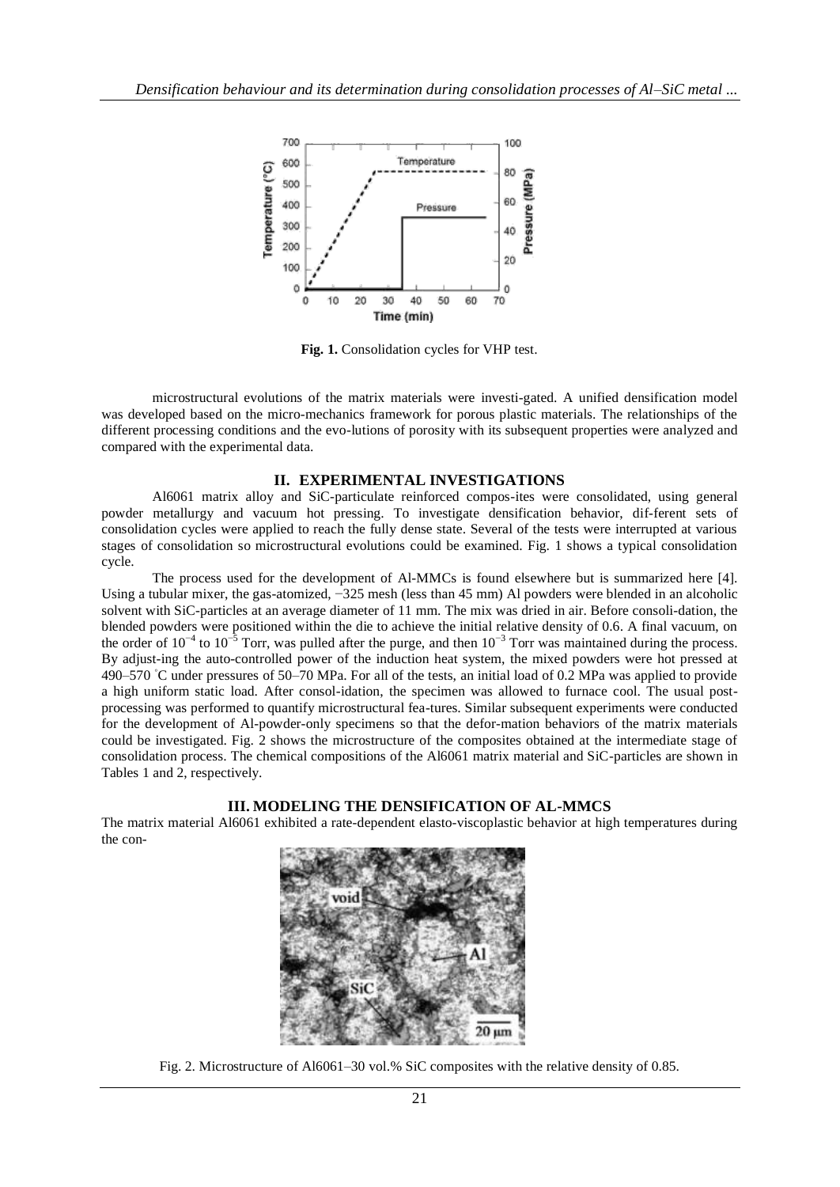Fig. 1. Consolidation cycles for VHP test.

microstructural evolutions of the matrix materials were investi-gated. A unified densification model was developed based on the micro-mechanics framework for porous plastic materials. The relationships of the different processing conditions and the evo-lutions of porosity with its subsequent properties were analyzed and compared with the experimental data.

## II. EXPERIMENTAL INVESTIGATIONS

Al6061 matrix alloy and SiC-particulate reinforced compos-ites were consolidated, using general powder metallurgy and vacuum hot pressing. To investigate densification behavior, dif-ferent sets of consolidation cycles were applied to reach the fully dense state. Several of the tests were interrupted at various stages of consolidation so microstructural evolutions could be examined. Fig. 1 shows a typical consolidation cycle.

The process used for the development of Al-MMCs is found elsewhere but is summarized here [4]. Using a tubular mixer, the gas-atomized, −325 mesh (less than 45 mm) Al powders were blended in an alcoholic solvent with SiC-particles at an average diameter of 11 mm. The mix was dried in air. Before consoli-dation, the blended powders were positioned within the die to achieve the initial relative density of 0.6. A final vacuum, on the order of $10^{-4}$ to $10^{-5}$ Torr, was pulled after the purge, and then $10^{-3}$ Torr was maintained during the process. By adjust-ing the auto-controlled power of the induction heat system, the mixed powders were hot pressed at 490–570 °C under pressures of 50–70 MPa. For all of the tests, an initial load of 0.2 MPa was applied to provide a high uniform static load. After consol-idation, the specimen was allowed to furnace cool. The usual post-processing was performed to quantify microstructural fea-tures. Similar subsequent experiments were conducted for the development of Al-powder-only specimens so that the defor-mation behaviors of the matrix materials could be investigated. Fig. 2 shows the microstructure of the composites obtained at the intermediate stage of consolidation process. The chemical compositions of the Al6061 matrix material and SiC-particles are shown in Tables 1 and 2, respectively.

## III. MODELING THE DENSIFICATION OF AL-MMCS

The matrix material Al6061 exhibited a rate-dependent elasto-viscoplastic behavior at high temperatures during the con-

Fig. 2. Microstructure of Al6061–30 vol.% SiC composites with the relative density of 0.85.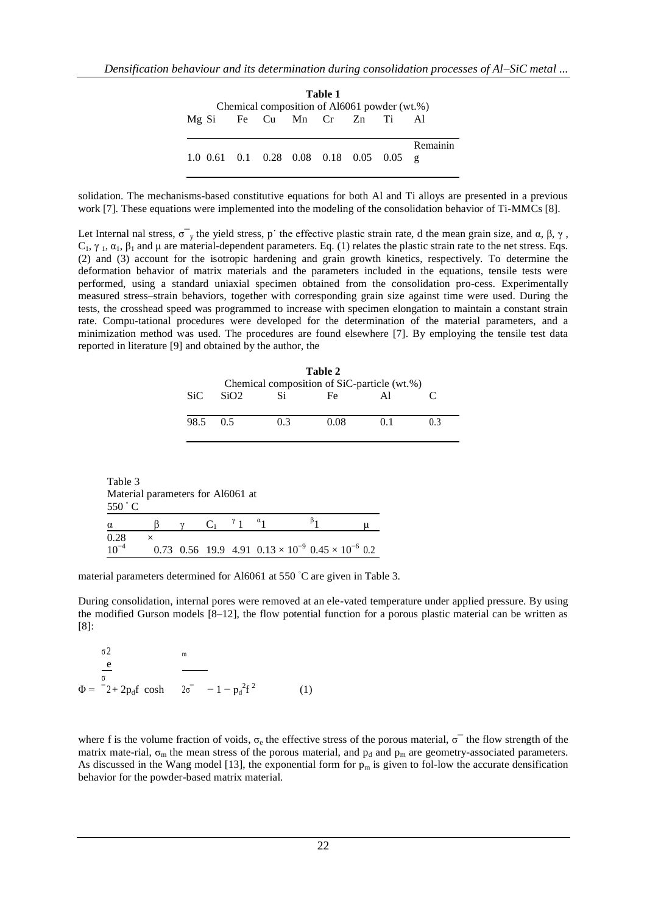**Table 1**
Chemical composition of Al6061 powder (wt.%)

| Mg | Si | Fe | Cu | Mn | Cr | Zn | Ti | Al |
|---|---|---|---|---|---|---|---|---|
| 1.0 | 0.61 | 0.1 | 0.28 | 0.08 | 0.18 | 0.05 | 0.05 | Remaining |

solidation. The mechanisms-based constitutive equations for both Al and Ti alloys are presented in a previous work [7]. These equations were implemented into the modeling of the consolidation behavior of Ti-MMCs [8].

Let Internal nal stress, $\bar{\sigma}_y$ the yield stress, $\dot{p}$ the effective plastic strain rate, d the mean grain size, and α, β, γ, $C_1$, $\gamma_1$, $\alpha_1$, $\beta_1$ and μ are material-dependent parameters. Eq. (1) relates the plastic strain rate to the net stress. Eqs. (2) and (3) account for the isotropic hardening and grain growth kinetics, respectively. To determine the deformation behavior of matrix materials and the parameters included in the equations, tensile tests were performed, using a standard uniaxial specimen obtained from the consolidation pro-cess. Experimentally measured stress–strain behaviors, together with corresponding grain size against time were used. During the tests, the crosshead speed was programmed to increase with specimen elongation to maintain a constant strain rate. Compu-tational procedures were developed for the determination of the material parameters, and a minimization method was used. The procedures are found elsewhere [7]. By employing the tensile test data reported in literature [9] and obtained by the author, the

**Table 2**
Chemical composition of SiC-particle (wt.%)

| SiC | $SiO_2$ | Si | Fe | Al | C |
|---|---|---|---|---|---|
| 98.5 | 0.5 | 0.3 | 0.08 | 0.1 | 0.3 |

Table 3
Material parameters for Al6061 at 550 °C

| α | β | γ | $C_1$ | $\gamma_1$ | $\alpha_1$ | $\beta_1$ | μ |
|---|---|---|---|---|---|---|---|
| $0.28 \times 10^{-4}$ | 0.73 | 0.56 | 19.9 | 4.91 | $0.13 \times 10^{-9}$ | $0.45 \times 10^{-6}$ | 0.2 |

material parameters determined for Al6061 at 550 °C are given in Table 3.

During consolidation, internal pores were removed at an ele-vated temperature under applied pressure. By using the modified Gurson models [8–12], the flow potential function for a porous plastic material can be written as [8]:

$$\Phi = \frac{\sigma_e^2}{\bar{\sigma}^2} + 2p_d f \cosh\left(\frac{p_m \sigma_m}{2\bar{\sigma}}\right) - 1 - p_d^2 f^2 \qquad (1)$$

where f is the volume fraction of voids, $\sigma_e$ the effective stress of the porous material, $\bar{\sigma}$ the flow strength of the matrix mate-rial, $\sigma_m$ the mean stress of the porous material, and $p_d$ and $p_m$ are geometry-associated parameters. As discussed in the Wang model [13], the exponential form for $p_m$ is given to fol-low the accurate densification behavior for the powder-based matrix material.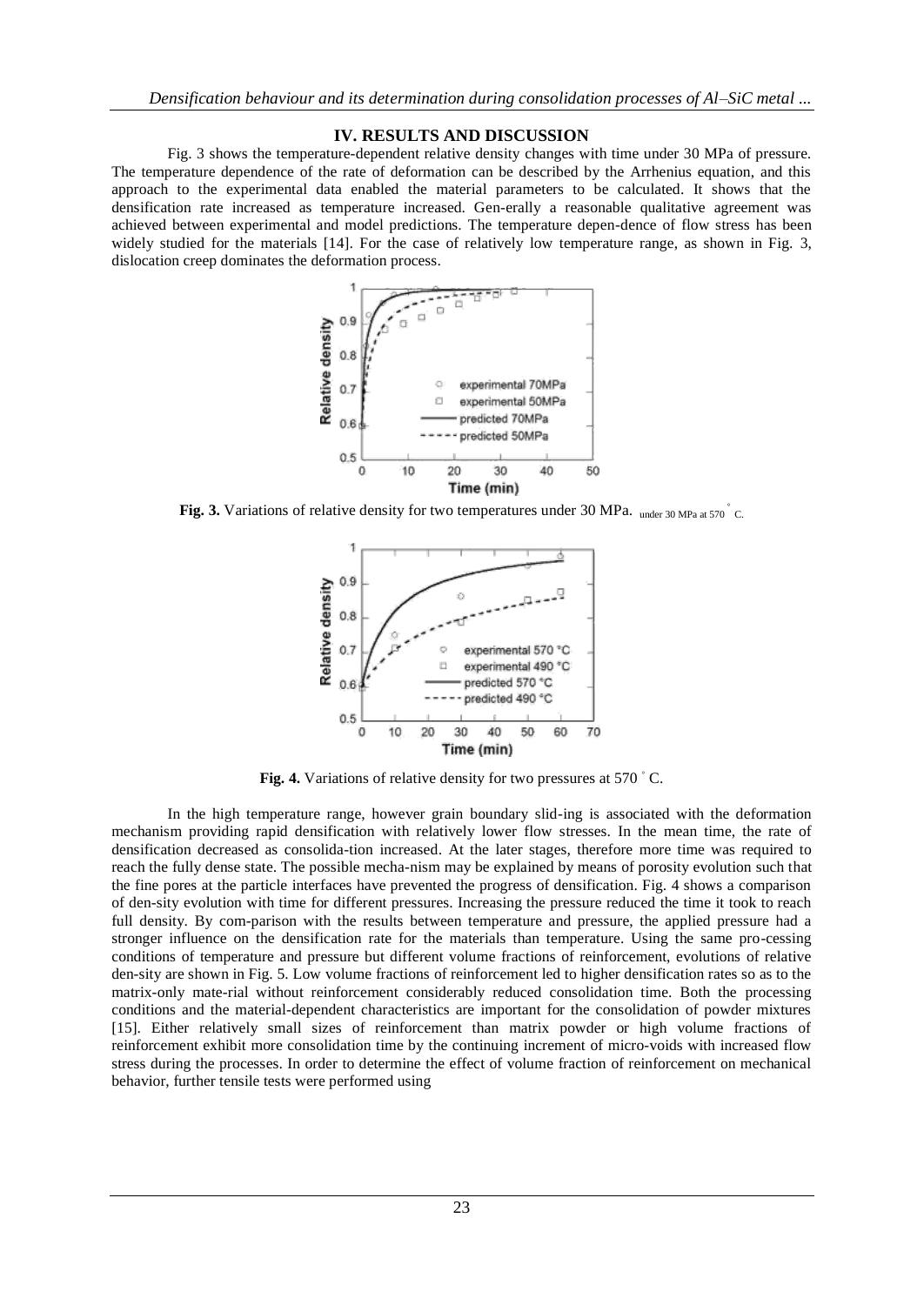## IV. RESULTS AND DISCUSSION

Fig. 3 shows the temperature-dependent relative density changes with time under 30 MPa of pressure. The temperature dependence of the rate of deformation can be described by the Arrhenius equation, and this approach to the experimental data enabled the material parameters to be calculated. It shows that the densification rate increased as temperature increased. Gen-erally a reasonable qualitative agreement was achieved between experimental and model predictions. The temperature depen-dence of flow stress has been widely studied for the materials [14]. For the case of relatively low temperature range, as shown in Fig. 3, dislocation creep dominates the deformation process.

**Fig. 3.** Variations of relative density for two temperatures under 30 MPa. under 30 MPa at 570 ° C.

**Fig. 4.** Variations of relative density for two pressures at 570 ° C.

In the high temperature range, however grain boundary slid-ing is associated with the deformation mechanism providing rapid densification with relatively lower flow stresses. In the mean time, the rate of densification decreased as consolida-tion increased. At the later stages, therefore more time was required to reach the fully dense state. The possible mecha-nism may be explained by means of porosity evolution such that the fine pores at the particle interfaces have prevented the progress of densification. Fig. 4 shows a comparison of den-sity evolution with time for different pressures. Increasing the pressure reduced the time it took to reach full density. By com-parison with the results between temperature and pressure, the applied pressure had a stronger influence on the densification rate for the materials than temperature. Using the same pro-cessing conditions of temperature and pressure but different volume fractions of reinforcement, evolutions of relative den-sity are shown in Fig. 5. Low volume fractions of reinforcement led to higher densification rates so as to the matrix-only mate-rial without reinforcement considerably reduced consolidation time. Both the processing conditions and the material-dependent characteristics are important for the consolidation of powder mixtures [15]. Either relatively small sizes of reinforcement than matrix powder or high volume fractions of reinforcement exhibit more consolidation time by the continuing increment of micro-voids with increased flow stress during the processes. In order to determine the effect of volume fraction of reinforcement on mechanical behavior, further tensile tests were performed using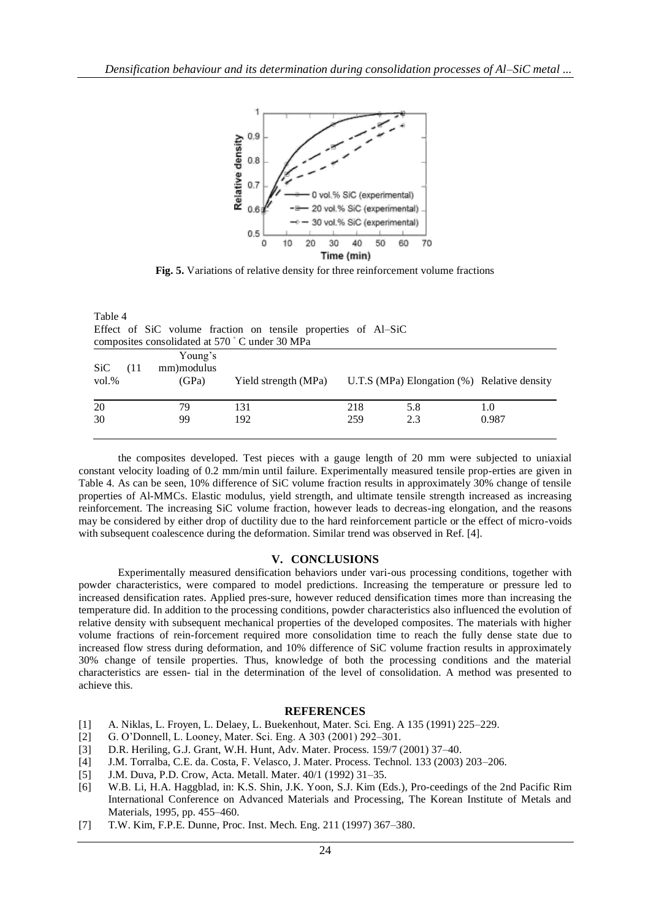**Fig. 5.** Variations of relative density for three reinforcement volume fractions

Table 4
Effect of SiC volume fraction on tensile properties of Al–SiC composites consolidated at 570 ˚ C under 30 MPa

| SiC (11 vol.% | Young's mm)modulus (GPa) | Yield strength (MPa) | U.T.S (MPa) | Elongation (%) | Relative density |
|---|---|---|---|---|---|
| 20 | 79 | 131 | 218 | 5.8 | 1.0 |
| 30 | 99 | 192 | 259 | 2.3 | 0.987 |

the composites developed. Test pieces with a gauge length of 20 mm were subjected to uniaxial constant velocity loading of 0.2 mm/min until failure. Experimentally measured tensile prop-erties are given in Table 4. As can be seen, 10% difference of SiC volume fraction results in approximately 30% change of tensile properties of Al-MMCs. Elastic modulus, yield strength, and ultimate tensile strength increased as increasing reinforcement. The increasing SiC volume fraction, however leads to decreas-ing elongation, and the reasons may be considered by either drop of ductility due to the hard reinforcement particle or the effect of micro-voids with subsequent coalescence during the deformation. Similar trend was observed in Ref. [4].

## V. CONCLUSIONS

Experimentally measured densification behaviors under vari-ous processing conditions, together with powder characteristics, were compared to model predictions. Increasing the temperature or pressure led to increased densification rates. Applied pres-sure, however reduced densification times more than increasing the temperature did. In addition to the processing conditions, powder characteristics also influenced the evolution of relative density with subsequent mechanical properties of the developed composites. The materials with higher volume fractions of rein-forcement required more consolidation time to reach the fully dense state due to increased flow stress during deformation, and 10% difference of SiC volume fraction results in approximately 30% change of tensile properties. Thus, knowledge of both the processing conditions and the material characteristics are essen- tial in the determination of the level of consolidation. A method was presented to achieve this.

## REFERENCES

[1] A. Niklas, L. Froyen, L. Delaey, L. Buekenhout, Mater. Sci. Eng. A 135 (1991) 225–229.
[2] G. O'Donnell, L. Looney, Mater. Sci. Eng. A 303 (2001) 292–301.
[3] D.R. Heriling, G.J. Grant, W.H. Hunt, Adv. Mater. Process. 159/7 (2001) 37–40.
[4] J.M. Torralba, C.E. da. Costa, F. Velasco, J. Mater. Process. Technol. 133 (2003) 203–206.
[5] J.M. Duva, P.D. Crow, Acta. Metall. Mater. 40/1 (1992) 31–35.
[6] W.B. Li, H.A. Haggblad, in: K.S. Shin, J.K. Yoon, S.J. Kim (Eds.), Pro-ceedings of the 2nd Pacific Rim International Conference on Advanced Materials and Processing, The Korean Institute of Metals and Materials, 1995, pp. 455–460.
[7] T.W. Kim, F.P.E. Dunne, Proc. Inst. Mech. Eng. 211 (1997) 367–380.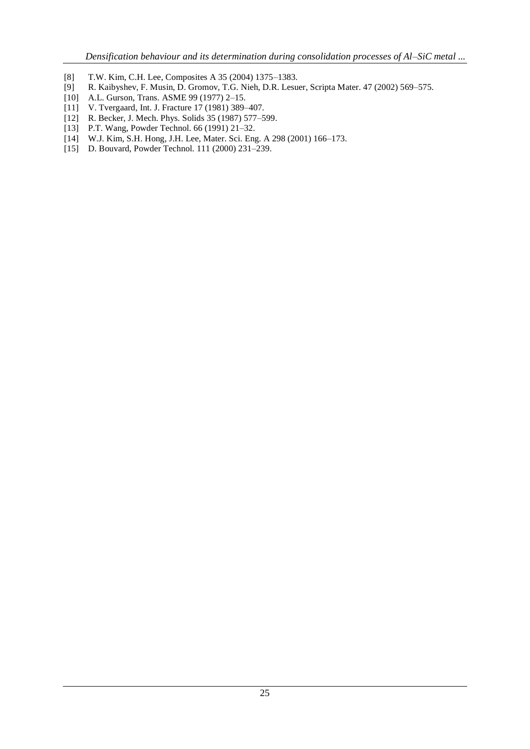[8] T.W. Kim, C.H. Lee, Composites A 35 (2004) 1375–1383.
[9] R. Kaibyshev, F. Musin, D. Gromov, T.G. Nieh, D.R. Lesuer, Scripta Mater. 47 (2002) 569–575.
[10] A.L. Gurson, Trans. ASME 99 (1977) 2–15.
[11] V. Tvergaard, Int. J. Fracture 17 (1981) 389–407.
[12] R. Becker, J. Mech. Phys. Solids 35 (1987) 577–599.
[13] P.T. Wang, Powder Technol. 66 (1991) 21–32.
[14] W.J. Kim, S.H. Hong, J.H. Lee, Mater. Sci. Eng. A 298 (2001) 166–173.
[15] D. Bouvard, Powder Technol. 111 (2000) 231–239.